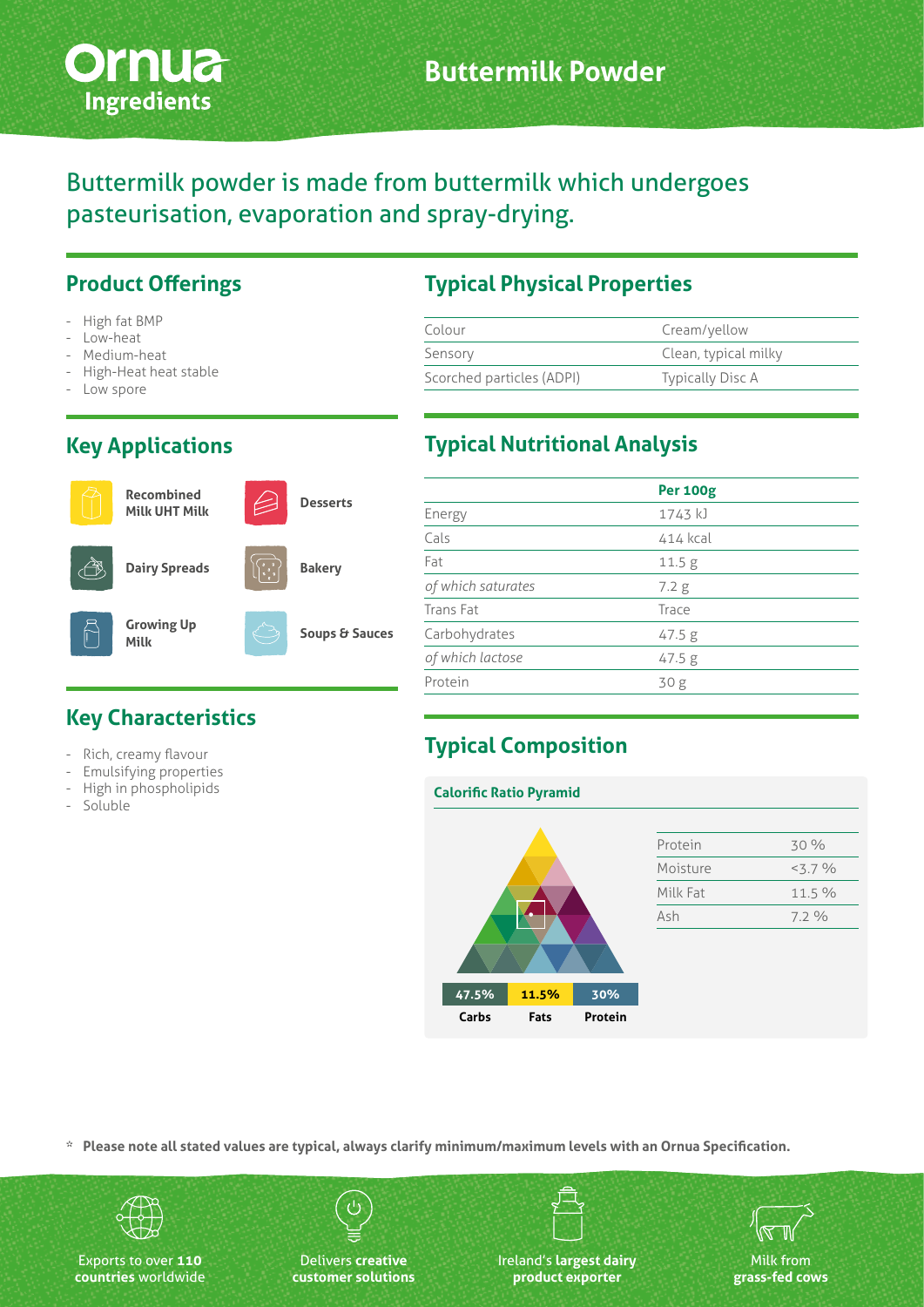# Buttermilk Powder

Ornua Ingredients

Buttermilk powder is made from buttermilk which undergoes pasteurisation, evaporation and spray-drying.

## Product Offerings

- High fat BMP
- Low-heat
- Medium-heat
- High-Heat heat stable
- Low spore

## Key Applications

- Recombined Milk UHT Milk
- Desserts
- Dairy Spreads
- Bakery
- Growing Up Milk
- Soups & Sauces

## Key Characteristics

- Rich, creamy flavour
- Emulsifying properties
- High in phospholipids
- Soluble

## Typical Physical Properties

| | |
|---|---|
| Colour | Cream/yellow |
| Sensory | Clean, typical milky |
| Scorched particles (ADPI) | Typically Disc A |

## Typical Nutritional Analysis

| | Per 100g |
|---|---|
| Energy | 1743 kJ |
| Cals | 414 kcal |
| Fat | 11.5 g |
| *of which saturates* | 7.2 g |
| Trans Fat | Trace |
| Carbohydrates | 47.5 g |
| *of which lactose* | 47.5 g |
| Protein | 30 g |

## Typical Composition

### Calorific Ratio Pyramid

| 47.5% | 11.5% | 30% |
|---|---|---|
| Carbs | Fats | Protein |

| | |
|---|---|
| Protein | 30 % |
| Moisture | <3.7 % |
| Milk Fat | 11.5 % |
| Ash | 7.2 % |

\* **Please note all stated values are typical, always clarify minimum/maximum levels with an Ornua Specification.**

Exports to over **110 countries** worldwide

Delivers **creative customer solutions**

Ireland's **largest dairy product exporter**

Milk from **grass-fed cows**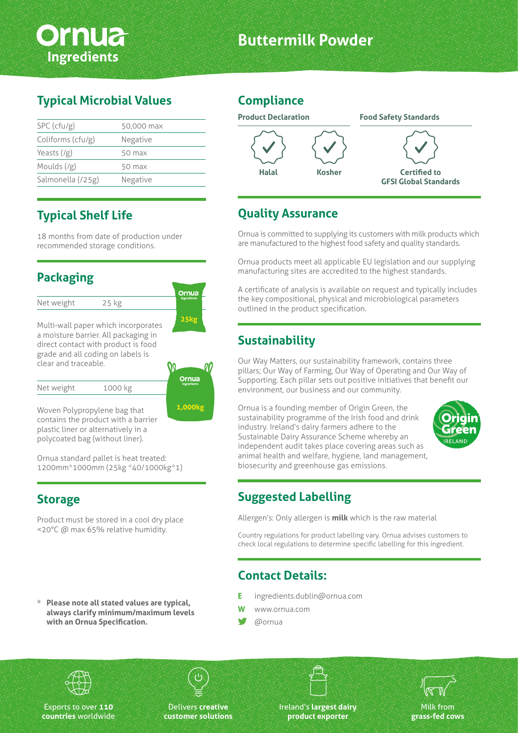# Ornua Ingredients

# Buttermilk Powder

## Typical Microbial Values

| | |
|---|---|
| SPC (cfu/g) | 50,000 max |
| Coliforms (cfu/g) | Negative |
| Yeasts (/g) | 50 max |
| Moulds (/g) | 50 max |
| Salmonella (/25g) | Negative |

## Typical Shelf Life

18 months from date of production under recommended storage conditions.

## Packaging

| | |
|---|---|
| Net weight | 25 kg |

Multi-wall paper which incorporates a moisture barrier. All packaging in direct contact with product is food grade and all coding on labels is clear and traceable.

| | |
|---|---|
| Net weight | 1000 kg |

Woven Polypropylene bag that contains the product with a barrier plastic liner or alternatively in a polycoated bag (without liner).

Ornua standard pallet is heat treated: 1200mm*1000mm (25kg *40/1000kg*1)

## Storage

Product must be stored in a cool dry place <20°C @ max 65% relative humidity.

\* **Please note all stated values are typical, always clarify minimum/maximum levels with an Ornua Specification.**

## Compliance

**Product Declaration**

- Halal
- Kosher

**Food Safety Standards**

- Certified to GFSI Global Standards

## Quality Assurance

Ornua is committed to supplying its customers with milk products which are manufactured to the highest food safety and quality standards.

Ornua products meet all applicable EU legislation and our supplying manufacturing sites are accredited to the highest standards.

A certificate of analysis is available on request and typically includes the key compositional, physical and microbiological parameters outlined in the product specification.

## Sustainability

Our Way Matters, our sustainability framework, contains three pillars; Our Way of Farming, Our Way of Operating and Our Way of Supporting. Each pillar sets out positive initiatives that benefit our environment, our business and our community.

Ornua is a founding member of Origin Green, the sustainability programme of the Irish food and drink industry. Ireland's dairy farmers adhere to the Sustainable Dairy Assurance Scheme whereby an independent audit takes place covering areas such as animal health and welfare, hygiene, land management, biosecurity and greenhouse gas emissions.

## Suggested Labelling

Allergen's: Only allergen is **milk** which is the raw material

Country regulations for product labelling vary. Ornua advises customers to check local regulations to determine specific labelling for this ingredient.

## Contact Details:

- **E** ingredients.dublin@ornua.com
- **W** www.ornua.com
- @ornua

Exports to over **110 countries** worldwide

Delivers **creative customer solutions**

Ireland's **largest dairy product exporter**

Milk from **grass-fed cows**